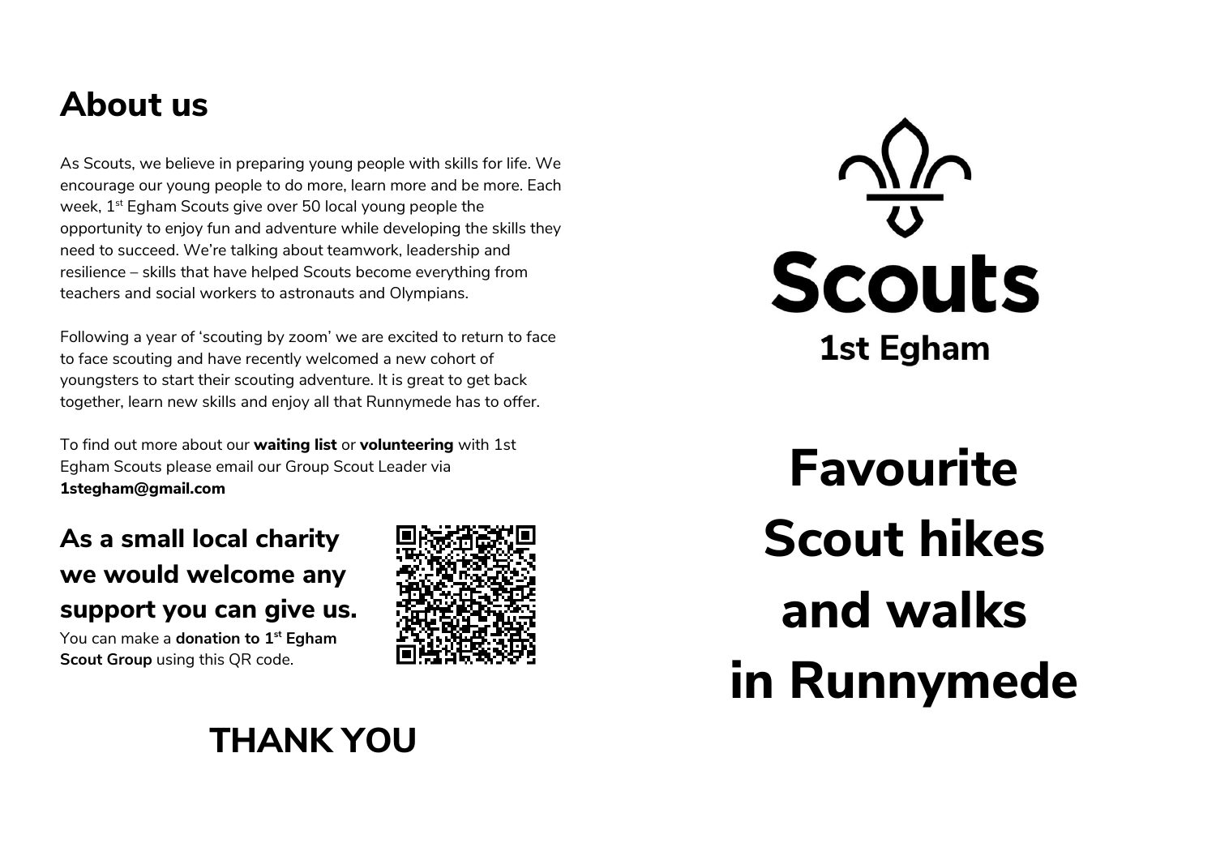## About us

As Scouts, we believe in preparing young people with skills for life. We encourage our young people to do more, learn more and be more. Each week, 1st Egham Scouts give over 50 local young people the opportunity to enjoy fun and adventure while developing the skills they need to succeed. We're talking about teamwork, leadership and resilience – skills that have helped Scouts become everything from teachers and social workers to astronauts and Olympians.

Following a year of 'scouting by zoom' we are excited to return to face to face scouting and have recently welcomed a new cohort of youngsters to start their scouting adventure. It is great to get back together, learn new skills and enjoy all that Runnymede has to offer.

To find out more about our **waiting list** or **volunteering** with 1st Egham Scouts please email our Group Scout Leader via **1stegham@gmail.com**

### As a small local charity we would welcome any support you can give us.

You can make a **donation to 1st Egham Scout Group** using this QR code.

## THANK YOU

**Scouts**

**1st Egham**

# Favourite Scout hikes and walks in Runnymede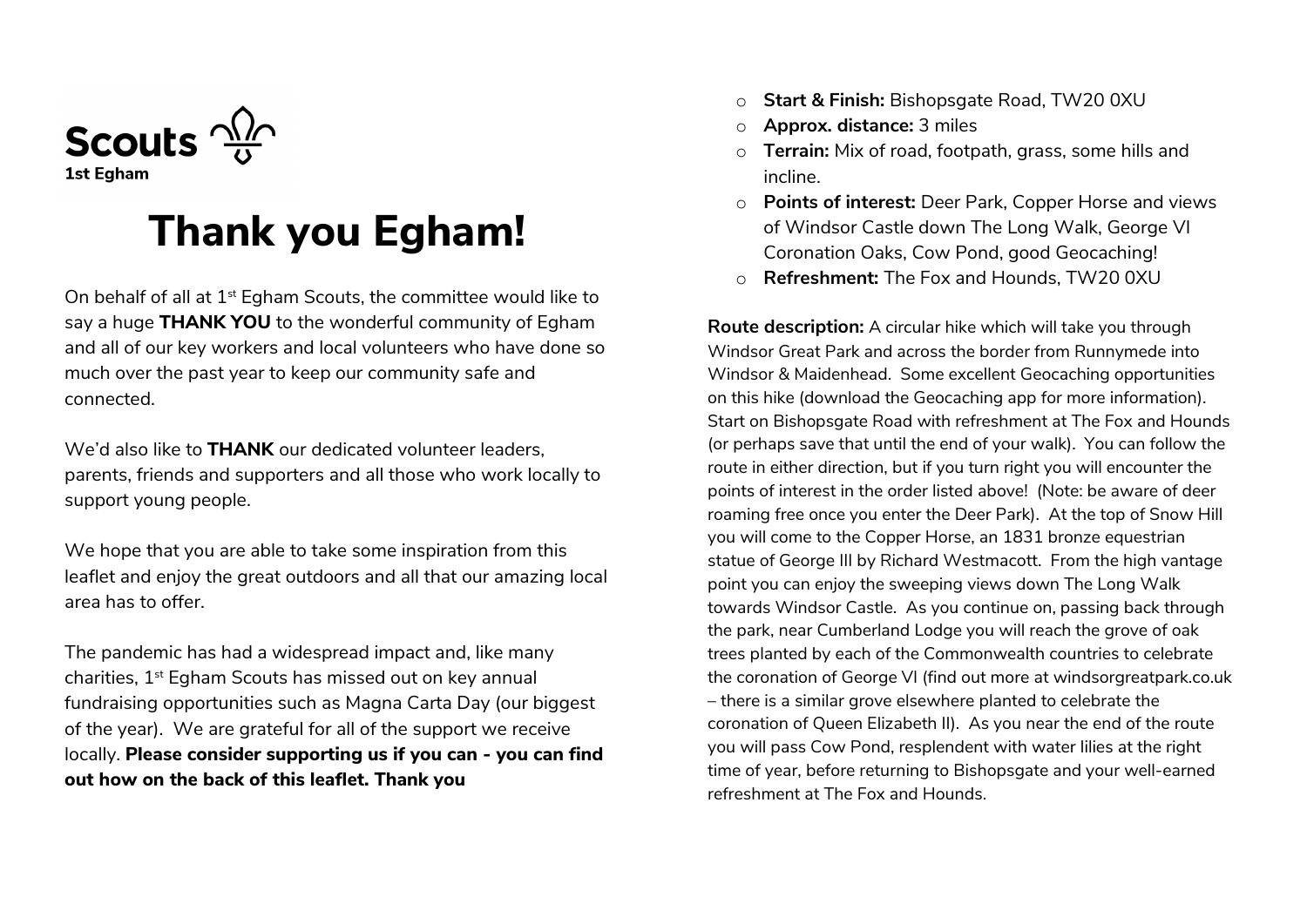Scouts

1st Egham

# Thank you Egham!

On behalf of all at 1st Egham Scouts, the committee would like to say a huge **THANK YOU** to the wonderful community of Egham and all of our key workers and local volunteers who have done so much over the past year to keep our community safe and connected.

We'd also like to **THANK** our dedicated volunteer leaders, parents, friends and supporters and all those who work locally to support young people.

We hope that you are able to take some inspiration from this leaflet and enjoy the great outdoors and all that our amazing local area has to offer.

The pandemic has had a widespread impact and, like many charities, 1st Egham Scouts has missed out on key annual fundraising opportunities such as Magna Carta Day (our biggest of the year). We are grateful for all of the support we receive locally. **Please consider supporting us if you can - you can find out how on the back of this leaflet. Thank you**

- **Start & Finish:** Bishopsgate Road, TW20 0XU
- **Approx. distance:** 3 miles
- **Terrain:** Mix of road, footpath, grass, some hills and incline.
- **Points of interest:** Deer Park, Copper Horse and views of Windsor Castle down The Long Walk, George VI Coronation Oaks, Cow Pond, good Geocaching!
- **Refreshment:** The Fox and Hounds, TW20 0XU

**Route description:** A circular hike which will take you through Windsor Great Park and across the border from Runnymede into Windsor & Maidenhead. Some excellent Geocaching opportunities on this hike (download the Geocaching app for more information). Start on Bishopsgate Road with refreshment at The Fox and Hounds (or perhaps save that until the end of your walk). You can follow the route in either direction, but if you turn right you will encounter the points of interest in the order listed above! (Note: be aware of deer roaming free once you enter the Deer Park). At the top of Snow Hill you will come to the Copper Horse, an 1831 bronze equestrian statue of George III by Richard Westmacott. From the high vantage point you can enjoy the sweeping views down The Long Walk towards Windsor Castle. As you continue on, passing back through the park, near Cumberland Lodge you will reach the grove of oak trees planted by each of the Commonwealth countries to celebrate the coronation of George VI (find out more at windsorgreatpark.co.uk – there is a similar grove elsewhere planted to celebrate the coronation of Queen Elizabeth II). As you near the end of the route you will pass Cow Pond, resplendent with water lilies at the right time of year, before returning to Bishopsgate and your well-earned refreshment at The Fox and Hounds.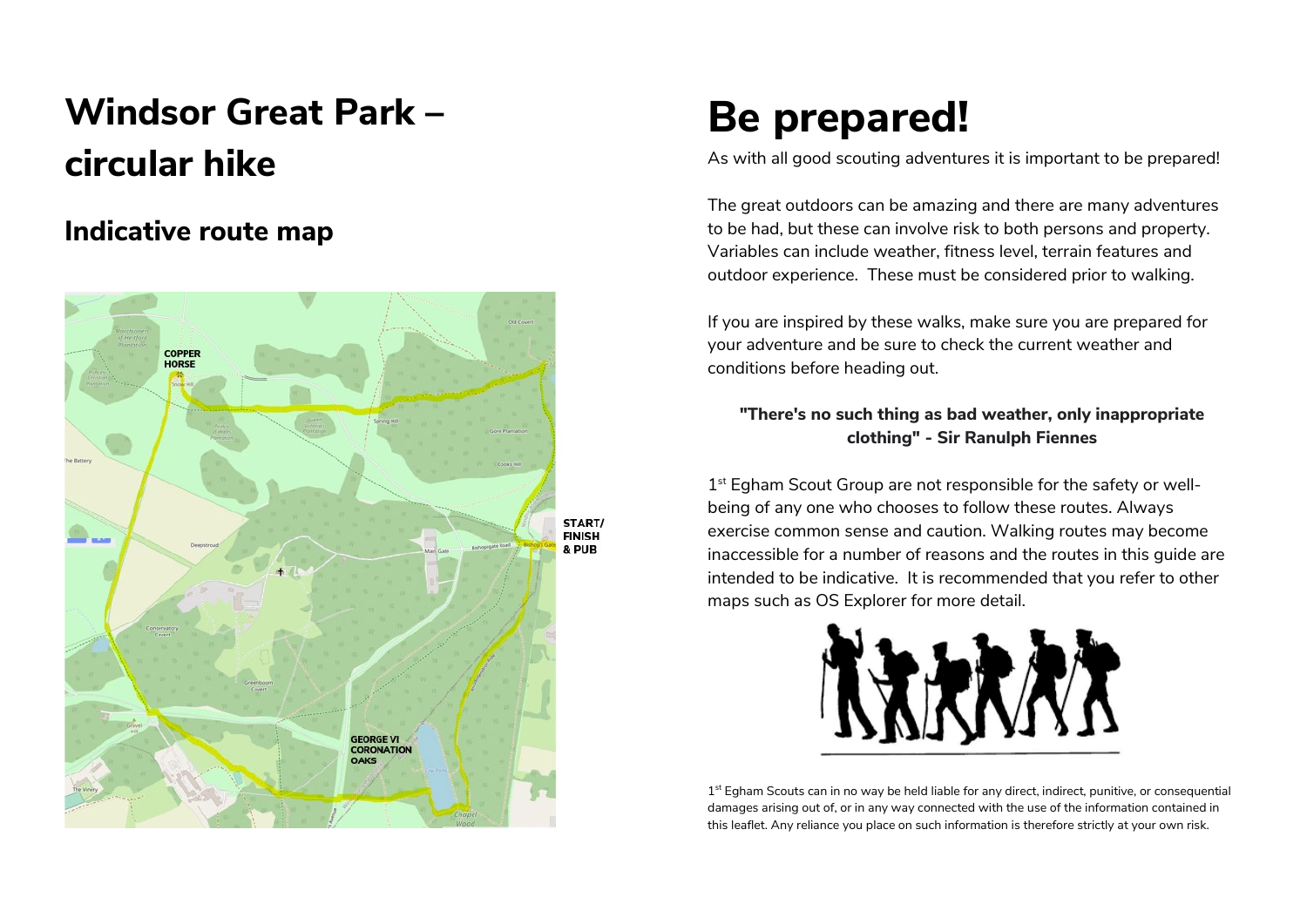# Windsor Great Park – circular hike

## Indicative route map

# Be prepared!

As with all good scouting adventures it is important to be prepared!

The great outdoors can be amazing and there are many adventures to be had, but these can involve risk to both persons and property. Variables can include weather, fitness level, terrain features and outdoor experience. These must be considered prior to walking.

If you are inspired by these walks, make sure you are prepared for your adventure and be sure to check the current weather and conditions before heading out.

**"There's no such thing as bad weather, only inappropriate clothing" - Sir Ranulph Fiennes**

1st Egham Scout Group are not responsible for the safety or well-being of any one who chooses to follow these routes. Always exercise common sense and caution. Walking routes may become inaccessible for a number of reasons and the routes in this guide are intended to be indicative. It is recommended that you refer to other maps such as OS Explorer for more detail.

1st Egham Scouts can in no way be held liable for any direct, indirect, punitive, or consequential damages arising out of, or in any way connected with the use of the information contained in this leaflet. Any reliance you place on such information is therefore strictly at your own risk.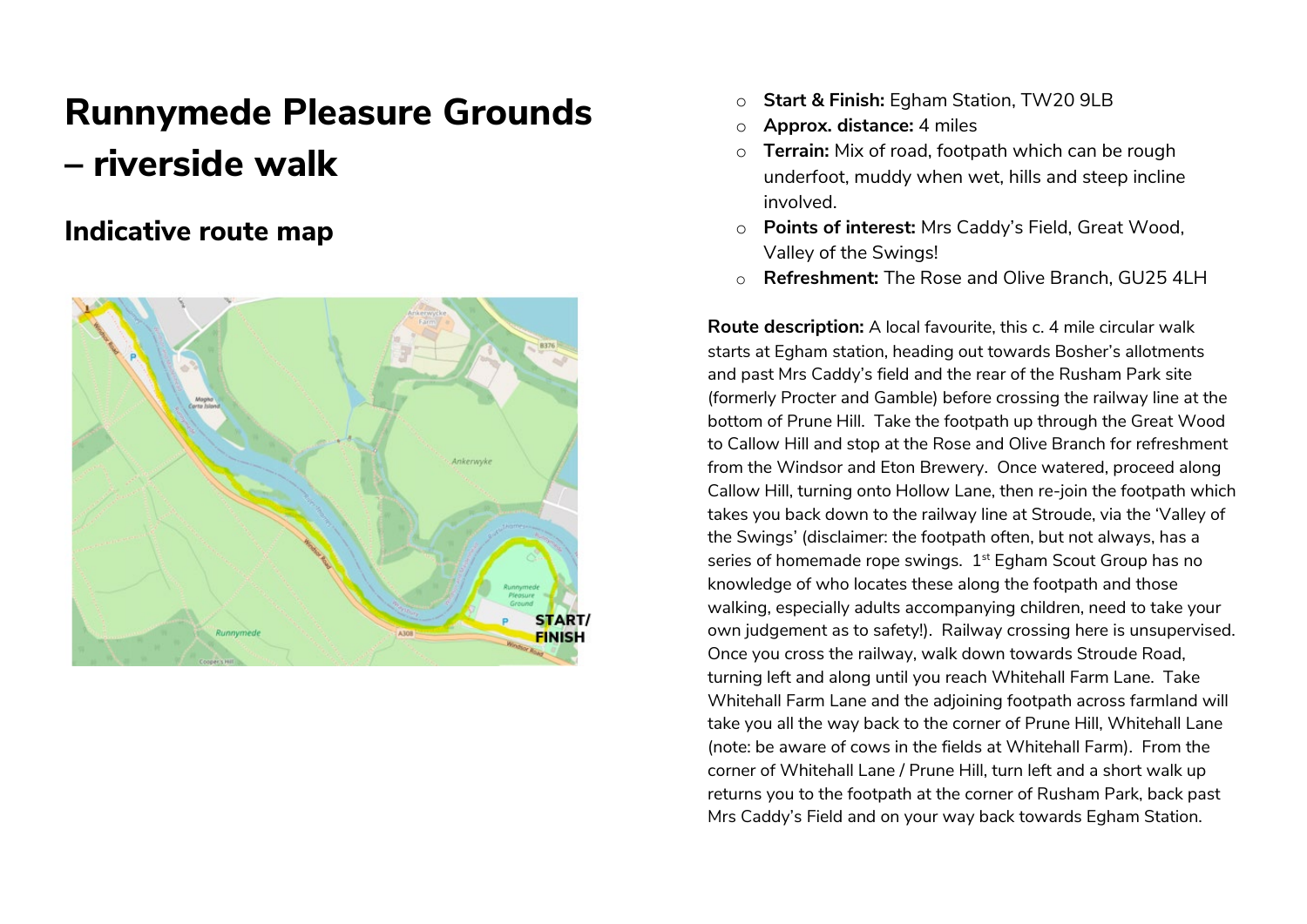# Runnymede Pleasure Grounds – riverside walk

## Indicative route map

- **Start & Finish:** Egham Station, TW20 9LB
- **Approx. distance:** 4 miles
- **Terrain:** Mix of road, footpath which can be rough underfoot, muddy when wet, hills and steep incline involved.
- **Points of interest:** Mrs Caddy's Field, Great Wood, Valley of the Swings!
- **Refreshment:** The Rose and Olive Branch, GU25 4LH

**Route description:** A local favourite, this c. 4 mile circular walk starts at Egham station, heading out towards Bosher's allotments and past Mrs Caddy's field and the rear of the Rusham Park site (formerly Procter and Gamble) before crossing the railway line at the bottom of Prune Hill. Take the footpath up through the Great Wood to Callow Hill and stop at the Rose and Olive Branch for refreshment from the Windsor and Eton Brewery. Once watered, proceed along Callow Hill, turning onto Hollow Lane, then re-join the footpath which takes you back down to the railway line at Stroude, via the 'Valley of the Swings' (disclaimer: the footpath often, but not always, has a series of homemade rope swings. 1st Egham Scout Group has no knowledge of who locates these along the footpath and those walking, especially adults accompanying children, need to take your own judgement as to safety!). Railway crossing here is unsupervised. Once you cross the railway, walk down towards Stroude Road, turning left and along until you reach Whitehall Farm Lane. Take Whitehall Farm Lane and the adjoining footpath across farmland will take you all the way back to the corner of Prune Hill, Whitehall Lane (note: be aware of cows in the fields at Whitehall Farm). From the corner of Whitehall Lane / Prune Hill, turn left and a short walk up returns you to the footpath at the corner of Rusham Park, back past Mrs Caddy's Field and on your way back towards Egham Station.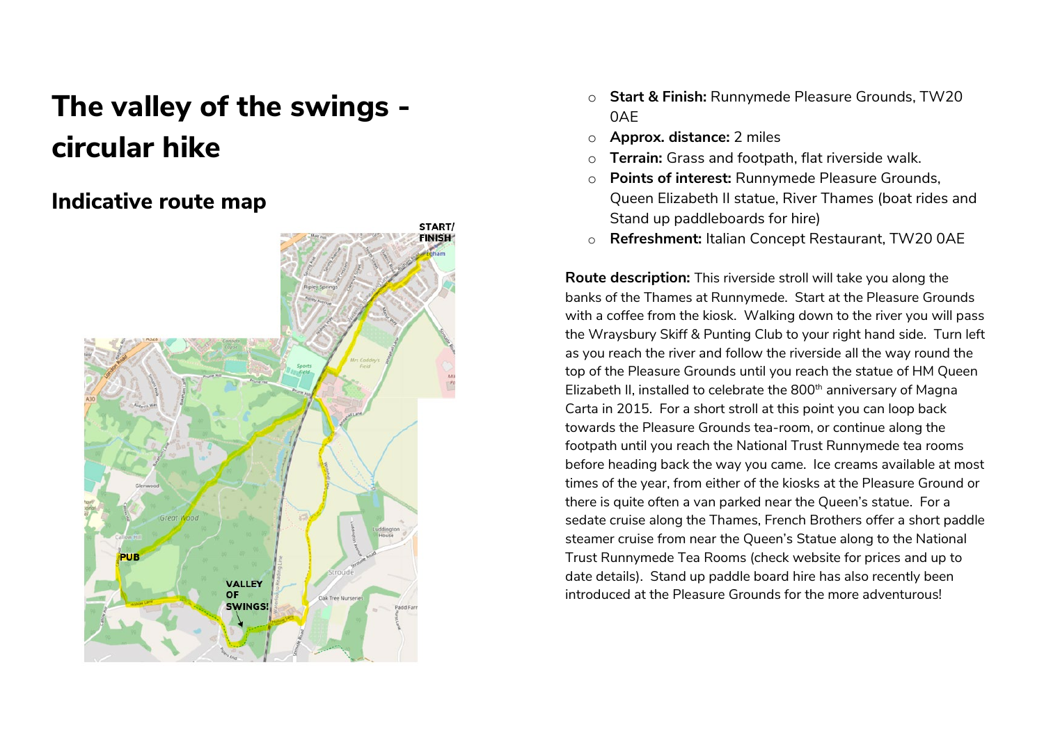# The valley of the swings - circular hike

## Indicative route map

- **Start & Finish:** Runnymede Pleasure Grounds, TW20 0AE
- **Approx. distance:** 2 miles
- **Terrain:** Grass and footpath, flat riverside walk.
- **Points of interest:** Runnymede Pleasure Grounds, Queen Elizabeth II statue, River Thames (boat rides and Stand up paddleboards for hire)
- **Refreshment:** Italian Concept Restaurant, TW20 0AE

**Route description:** This riverside stroll will take you along the banks of the Thames at Runnymede. Start at the Pleasure Grounds with a coffee from the kiosk. Walking down to the river you will pass the Wraysbury Skiff & Punting Club to your right hand side. Turn left as you reach the river and follow the riverside all the way round the top of the Pleasure Grounds until you reach the statue of HM Queen Elizabeth II, installed to celebrate the 800th anniversary of Magna Carta in 2015. For a short stroll at this point you can loop back towards the Pleasure Grounds tea-room, or continue along the footpath until you reach the National Trust Runnymede tea rooms before heading back the way you came. Ice creams available at most times of the year, from either of the kiosks at the Pleasure Ground or there is quite often a van parked near the Queen's statue. For a sedate cruise along the Thames, French Brothers offer a short paddle steamer cruise from near the Queen's Statue along to the National Trust Runnymede Tea Rooms (check website for prices and up to date details). Stand up paddle board hire has also recently been introduced at the Pleasure Grounds for the more adventurous!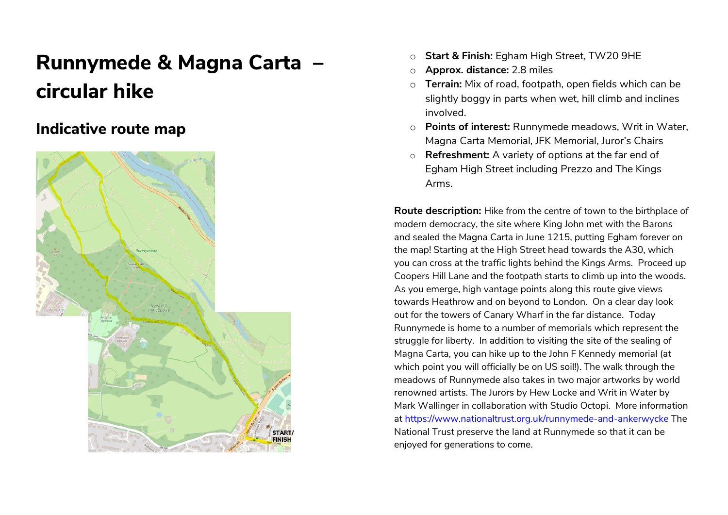# Runnymede & Magna Carta – circular hike

## Indicative route map

START/
FINISH

- **Start & Finish:** Egham High Street, TW20 9HE
- **Approx. distance:** 2.8 miles
- **Terrain:** Mix of road, footpath, open fields which can be slightly boggy in parts when wet, hill climb and inclines involved.
- **Points of interest:** Runnymede meadows, Writ in Water, Magna Carta Memorial, JFK Memorial, Juror's Chairs
- **Refreshment:** A variety of options at the far end of Egham High Street including Prezzo and The Kings Arms.

**Route description:** Hike from the centre of town to the birthplace of modern democracy, the site where King John met with the Barons and sealed the Magna Carta in June 1215, putting Egham forever on the map! Starting at the High Street head towards the A30, which you can cross at the traffic lights behind the Kings Arms. Proceed up Coopers Hill Lane and the footpath starts to climb up into the woods. As you emerge, high vantage points along this route give views towards Heathrow and on beyond to London. On a clear day look out for the towers of Canary Wharf in the far distance. Today Runnymede is home to a number of memorials which represent the struggle for liberty. In addition to visiting the site of the sealing of Magna Carta, you can hike up to the John F Kennedy memorial (at which point you will officially be on US soil!). The walk through the meadows of Runnymede also takes in two major artworks by world renowned artists. The Jurors by Hew Locke and Writ in Water by Mark Wallinger in collaboration with Studio Octopi. More information at https://www.nationaltrust.org.uk/runnymede-and-ankerwycke The National Trust preserve the land at Runnymede so that it can be enjoyed for generations to come.